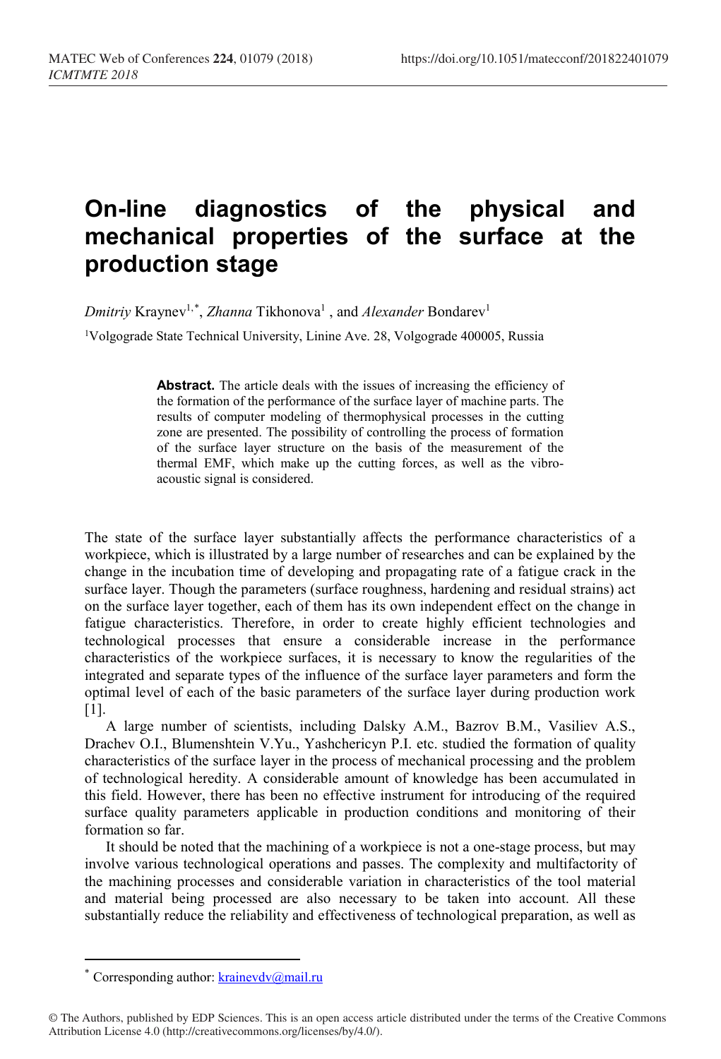# On-line diagnostics of the physical and mechanical properties of the surface at the production stage

*Dmitriy* Kraynev[1,*], *Zhanna* Tikhonova[1] , and *Alexander* Bondarev[1]

[1]Volgograde State Technical University, Linine Ave. 28, Volgograde 400005, Russia

**Abstract.** The article deals with the issues of increasing the efficiency of the formation of the performance of the surface layer of machine parts. The results of computer modeling of thermophysical processes in the cutting zone are presented. The possibility of controlling the process of formation of the surface layer structure on the basis of the measurement of the thermal EMF, which make up the cutting forces, as well as the vibro-acoustic signal is considered.

The state of the surface layer substantially affects the performance characteristics of a workpiece, which is illustrated by a large number of researches and can be explained by the change in the incubation time of developing and propagating rate of a fatigue crack in the surface layer. Though the parameters (surface roughness, hardening and residual strains) act on the surface layer together, each of them has its own independent effect on the change in fatigue characteristics. Therefore, in order to create highly efficient technologies and technological processes that ensure a considerable increase in the performance characteristics of the workpiece surfaces, it is necessary to know the regularities of the integrated and separate types of the influence of the surface layer parameters and form the optimal level of each of the basic parameters of the surface layer during production work [1].

A large number of scientists, including Dalsky A.M., Bazrov B.M., Vasiliev A.S., Drachev O.I., Blumenshtein V.Yu., Yashchericyn P.I. etc. studied the formation of quality characteristics of the surface layer in the process of mechanical processing and the problem of technological heredity. A considerable amount of knowledge has been accumulated in this field. However, there has been no effective instrument for introducing of the required surface quality parameters applicable in production conditions and monitoring of their formation so far.

It should be noted that the machining of a workpiece is not a one-stage process, but may involve various technological operations and passes. The complexity and multifactority of the machining processes and considerable variation in characteristics of the tool material and material being processed are also necessary to be taken into account. All these substantially reduce the reliability and effectiveness of technological preparation, as well as

---

[*] Corresponding author: krainevdv@mail.ru

© The Authors, published by EDP Sciences. This is an open access article distributed under the terms of the Creative Commons Attribution License 4.0 (http://creativecommons.org/licenses/by/4.0/).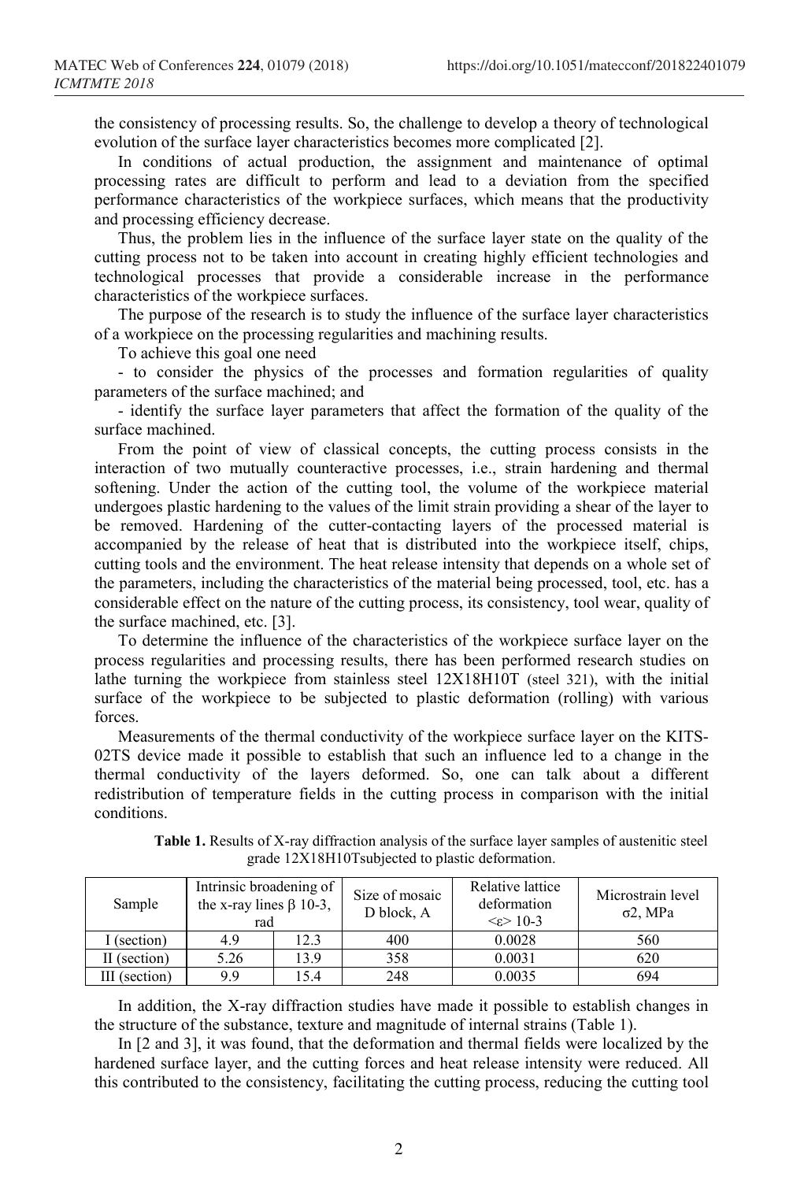the consistency of processing results. So, the challenge to develop a theory of technological evolution of the surface layer characteristics becomes more complicated [2].

In conditions of actual production, the assignment and maintenance of optimal processing rates are difficult to perform and lead to a deviation from the specified performance characteristics of the workpiece surfaces, which means that the productivity and processing efficiency decrease.

Thus, the problem lies in the influence of the surface layer state on the quality of the cutting process not to be taken into account in creating highly efficient technologies and technological processes that provide a considerable increase in the performance characteristics of the workpiece surfaces.

The purpose of the research is to study the influence of the surface layer characteristics of a workpiece on the processing regularities and machining results.

To achieve this goal one need

- to consider the physics of the processes and formation regularities of quality parameters of the surface machined; and

- identify the surface layer parameters that affect the formation of the quality of the surface machined.

From the point of view of classical concepts, the cutting process consists in the interaction of two mutually counteractive processes, i.e., strain hardening and thermal softening. Under the action of the cutting tool, the volume of the workpiece material undergoes plastic hardening to the values of the limit strain providing a shear of the layer to be removed. Hardening of the cutter-contacting layers of the processed material is accompanied by the release of heat that is distributed into the workpiece itself, chips, cutting tools and the environment. The heat release intensity that depends on a whole set of the parameters, including the characteristics of the material being processed, tool, etc. has a considerable effect on the nature of the cutting process, its consistency, tool wear, quality of the surface machined, etc. [3].

To determine the influence of the characteristics of the workpiece surface layer on the process regularities and processing results, there has been performed research studies on lathe turning the workpiece from stainless steel 12X18H10T (steel 321), with the initial surface of the workpiece to be subjected to plastic deformation (rolling) with various forces.

Measurements of the thermal conductivity of the workpiece surface layer on the KITS-02TS device made it possible to establish that such an influence led to a change in the thermal conductivity of the layers deformed. So, one can talk about a different redistribution of temperature fields in the cutting process in comparison with the initial conditions.

**Table 1.** Results of X-ray diffraction analysis of the surface layer samples of austenitic steel grade 12X18H10Tsubjected to plastic deformation.

| Sample | Intrinsic broadening of the x-ray lines $\beta$ 10-3, rad | | Size of mosaic D block, A | Relative lattice deformation $<\varepsilon>$ 10-3 | Microstrain level $\sigma 2$, MPa |
|---|---|---|---|---|---|
| I (section) | 4.9 | 12.3 | 400 | 0.0028 | 560 |
| II (section) | 5.26 | 13.9 | 358 | 0.0031 | 620 |
| III (section) | 9.9 | 15.4 | 248 | 0.0035 | 694 |

In addition, the X-ray diffraction studies have made it possible to establish changes in the structure of the substance, texture and magnitude of internal strains (Table 1).

In [2 and 3], it was found, that the deformation and thermal fields were localized by the hardened surface layer, and the cutting forces and heat release intensity were reduced. All this contributed to the consistency, facilitating the cutting process, reducing the cutting tool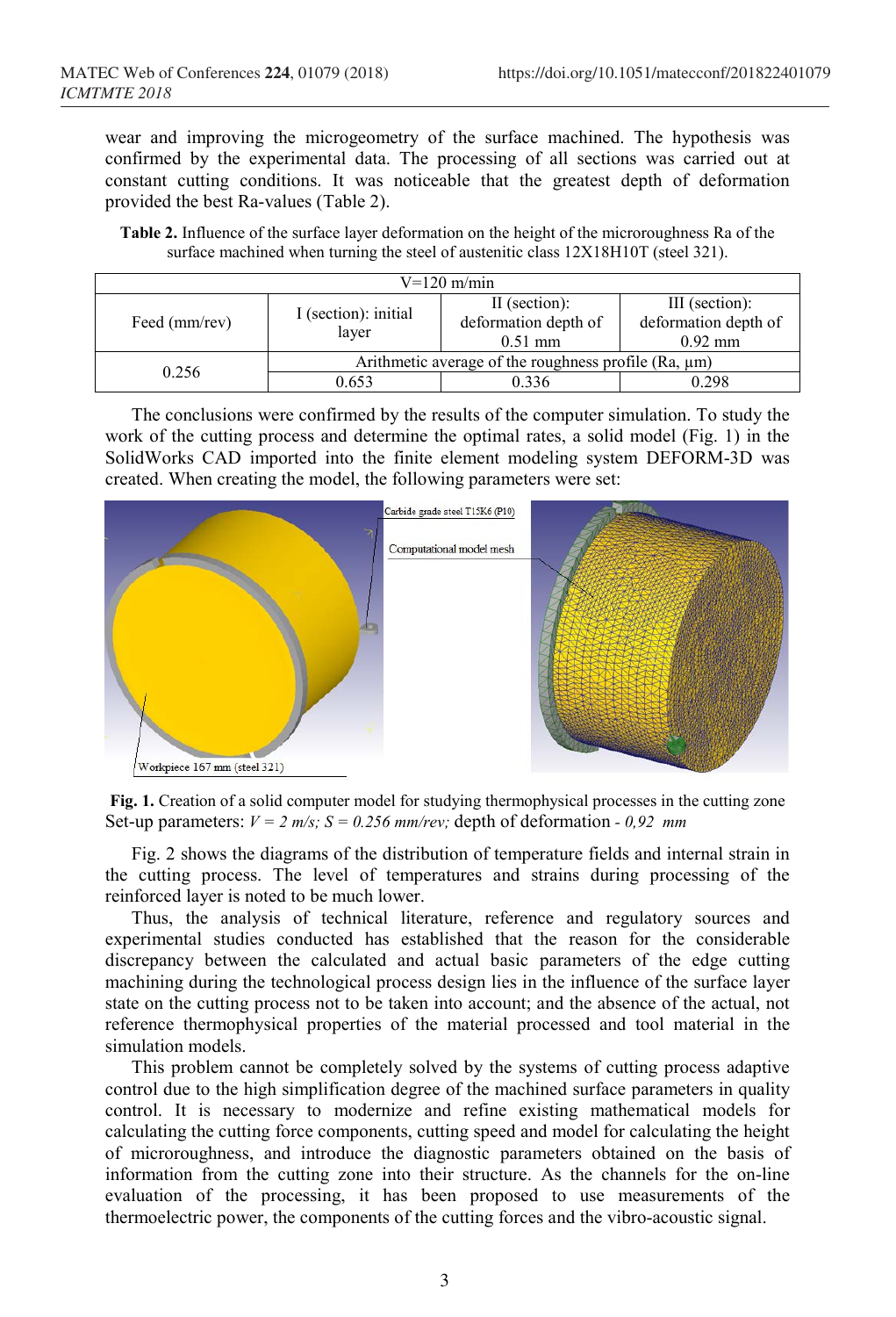wear and improving the microgeometry of the surface machined. The hypothesis was confirmed by the experimental data. The processing of all sections was carried out at constant cutting conditions. It was noticeable that the greatest depth of deformation provided the best Ra-values (Table 2).

**Table 2.** Influence of the surface layer deformation on the height of the microroughness Ra of the surface machined when turning the steel of austenitic class 12X18H10T (steel 321).

| V=120 m/min | | | |
|---|---|---|---|
| Feed (mm/rev) | I (section): initial layer | II (section): deformation depth of 0.51 mm | III (section): deformation depth of 0.92 mm |
| 0.256 | Arithmetic average of the roughness profile (Ra, μm) | | |
| | 0.653 | 0.336 | 0.298 |

The conclusions were confirmed by the results of the computer simulation. To study the work of the cutting process and determine the optimal rates, a solid model (Fig. 1) in the SolidWorks CAD imported into the finite element modeling system DEFORM-3D was created. When creating the model, the following parameters were set:

Carbide grade steel T15K6 (P10)

Computational model mesh

Workpiece 167 mm (steel 321)

**Fig. 1.** Creation of a solid computer model for studying thermophysical processes in the cutting zone
Set-up parameters: $V = 2$ *m/s;* $S = 0.256$ *mm/rev;* depth of deformation - *0,92 mm*

Fig. 2 shows the diagrams of the distribution of temperature fields and internal strain in the cutting process. The level of temperatures and strains during processing of the reinforced layer is noted to be much lower.

Thus, the analysis of technical literature, reference and regulatory sources and experimental studies conducted has established that the reason for the considerable discrepancy between the calculated and actual basic parameters of the edge cutting machining during the technological process design lies in the influence of the surface layer state on the cutting process not to be taken into account; and the absence of the actual, not reference thermophysical properties of the material processed and tool material in the simulation models.

This problem cannot be completely solved by the systems of cutting process adaptive control due to the high simplification degree of the machined surface parameters in quality control. It is necessary to modernize and refine existing mathematical models for calculating the cutting force components, cutting speed and model for calculating the height of microroughness, and introduce the diagnostic parameters obtained on the basis of information from the cutting zone into their structure. As the channels for the on-line evaluation of the processing, it has been proposed to use measurements of the thermoelectric power, the components of the cutting forces and the vibro-acoustic signal.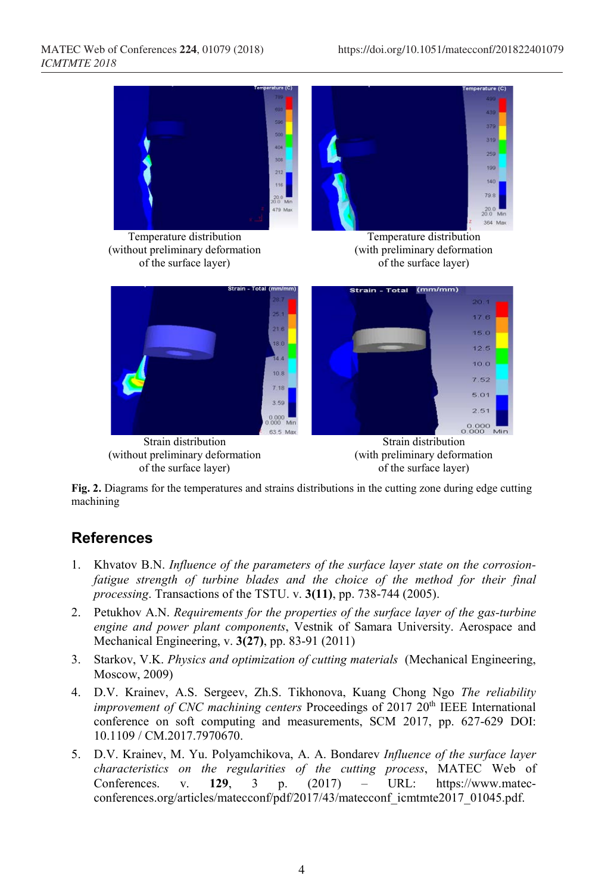Temperature (C)

799
693
596
500
404
308
212
116
20.0
20.0 Min
479 Max

Temperature distribution
(without preliminary deformation
of the surface layer)

Temperature (C)

499
439
379
319
259
199
140
79.8
20.0
20.0 Min
364 Max

Temperature distribution
(with preliminary deformation
of the surface layer)

Strain - Total (mm/mm)

28.7
25.1
21.6
18.0
14.4
10.8
7.18
3.59
0.000
0.000 Min
63.5 Max

Strain distribution
(without preliminary deformation
of the surface layer)

Strain - Total (mm/mm)

20.1
17.6
15.0
12.5
10.0
7.52
5.01
2.51
0.000
0.000 Min

Strain distribution
(with preliminary deformation
of the surface layer)

**Fig. 2.** Diagrams for the temperatures and strains distributions in the cutting zone during edge cutting machining

## References

1. Khvatov B.N. *Influence of the parameters of the surface layer state on the corrosion-fatigue strength of turbine blades and the choice of the method for their final processing*. Transactions of the TSTU. v. **3(11)**, pp. 738-744 (2005).
2. Petukhov A.N. *Requirements for the properties of the surface layer of the gas-turbine engine and power plant components*, Vestnik of Samara University. Aerospace and Mechanical Engineering, v. **3(27)**, pp. 83-91 (2011)
3. Starkov, V.K. *Physics and optimization of cutting materials* (Mechanical Engineering, Moscow, 2009)
4. D.V. Krainev, A.S. Sergeev, Zh.S. Tikhonova, Kuang Chong Ngo *The reliability improvement of CNC machining centers* Proceedings of 2017 20th IEEE International conference on soft computing and measurements, SCM 2017, pp. 627-629 DOI: 10.1109 / CM.2017.7970670.
5. D.V. Krainev, M. Yu. Polyamchikova, A. A. Bondarev *Influence of the surface layer characteristics on the regularities of the cutting process*, MATEC Web of Conferences. v. **129**, 3 p. (2017) – URL: https://www.matec-conferences.org/articles/matecconf/pdf/2017/43/matecconf_icmtmte2017_01045.pdf.